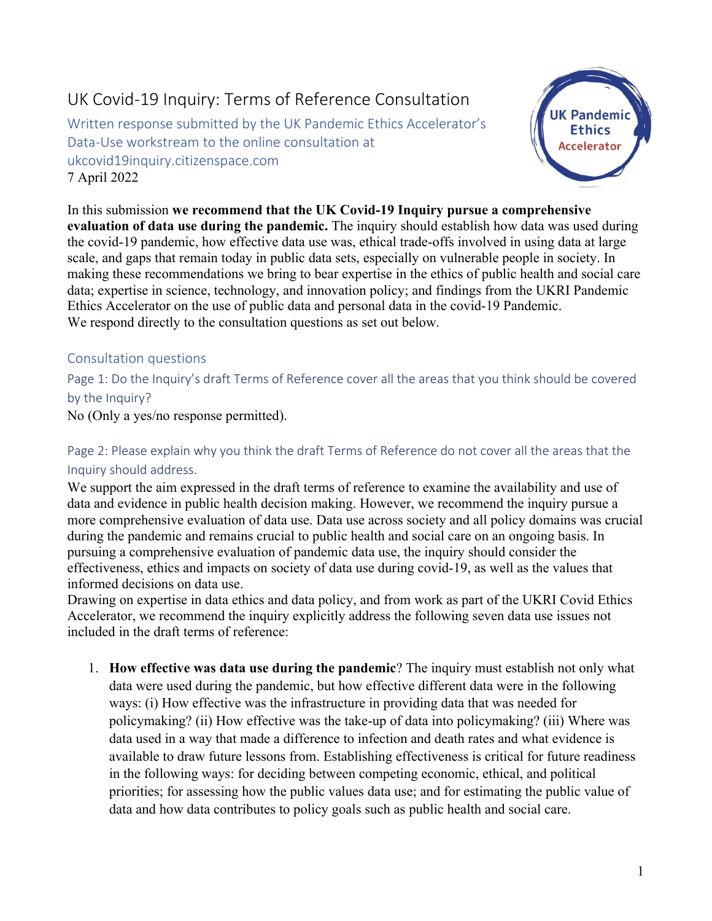# UK Covid-19 Inquiry: Terms of Reference Consultation

Written response submitted by the UK Pandemic Ethics Accelerator's Data-Use workstream to the online consultation at ukcovid19inquiry.citizenspace.com
7 April 2022

In this submission **we recommend that the UK Covid-19 Inquiry pursue a comprehensive evaluation of data use during the pandemic.** The inquiry should establish how data was used during the covid-19 pandemic, how effective data use was, ethical trade-offs involved in using data at large scale, and gaps that remain today in public data sets, especially on vulnerable people in society. In making these recommendations we bring to bear expertise in the ethics of public health and social care data; expertise in science, technology, and innovation policy; and findings from the UKRI Pandemic Ethics Accelerator on the use of public data and personal data in the covid-19 Pandemic.
We respond directly to the consultation questions as set out below.

## Consultation questions

### Page 1: Do the Inquiry's draft Terms of Reference cover all the areas that you think should be covered by the Inquiry?

No (Only a yes/no response permitted).

### Page 2: Please explain why you think the draft Terms of Reference do not cover all the areas that the Inquiry should address.

We support the aim expressed in the draft terms of reference to examine the availability and use of data and evidence in public health decision making. However, we recommend the inquiry pursue a more comprehensive evaluation of data use. Data use across society and all policy domains was crucial during the pandemic and remains crucial to public health and social care on an ongoing basis. In pursuing a comprehensive evaluation of pandemic data use, the inquiry should consider the effectiveness, ethics and impacts on society of data use during covid-19, as well as the values that informed decisions on data use.
Drawing on expertise in data ethics and data policy, and from work as part of the UKRI Covid Ethics Accelerator, we recommend the inquiry explicitly address the following seven data use issues not included in the draft terms of reference:

1. **How effective was data use during the pandemic**? The inquiry must establish not only what data were used during the pandemic, but how effective different data were in the following ways: (i) How effective was the infrastructure in providing data that was needed for policymaking? (ii) How effective was the take-up of data into policymaking? (iii) Where was data used in a way that made a difference to infection and death rates and what evidence is available to draw future lessons from. Establishing effectiveness is critical for future readiness in the following ways: for deciding between competing economic, ethical, and political priorities; for assessing how the public values data use; and for estimating the public value of data and how data contributes to policy goals such as public health and social care.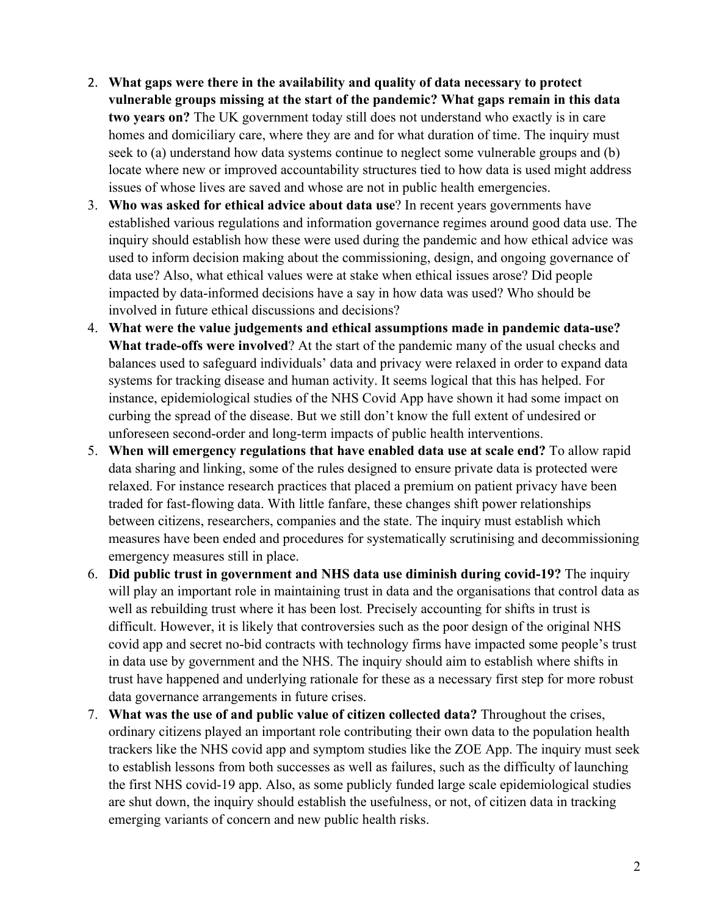2. **What gaps were there in the availability and quality of data necessary to protect vulnerable groups missing at the start of the pandemic? What gaps remain in this data two years on?** The UK government today still does not understand who exactly is in care homes and domiciliary care, where they are and for what duration of time. The inquiry must seek to (a) understand how data systems continue to neglect some vulnerable groups and (b) locate where new or improved accountability structures tied to how data is used might address issues of whose lives are saved and whose are not in public health emergencies.
3. **Who was asked for ethical advice about data use**? In recent years governments have established various regulations and information governance regimes around good data use. The inquiry should establish how these were used during the pandemic and how ethical advice was used to inform decision making about the commissioning, design, and ongoing governance of data use? Also, what ethical values were at stake when ethical issues arose? Did people impacted by data-informed decisions have a say in how data was used? Who should be involved in future ethical discussions and decisions?
4. **What were the value judgements and ethical assumptions made in pandemic data-use? What trade-offs were involved**? At the start of the pandemic many of the usual checks and balances used to safeguard individuals' data and privacy were relaxed in order to expand data systems for tracking disease and human activity. It seems logical that this has helped. For instance, epidemiological studies of the NHS Covid App have shown it had some impact on curbing the spread of the disease. But we still don't know the full extent of undesired or unforeseen second-order and long-term impacts of public health interventions.
5. **When will emergency regulations that have enabled data use at scale end?** To allow rapid data sharing and linking, some of the rules designed to ensure private data is protected were relaxed. For instance research practices that placed a premium on patient privacy have been traded for fast-flowing data. With little fanfare, these changes shift power relationships between citizens, researchers, companies and the state. The inquiry must establish which measures have been ended and procedures for systematically scrutinising and decommissioning emergency measures still in place.
6. **Did public trust in government and NHS data use diminish during covid-19?** The inquiry will play an important role in maintaining trust in data and the organisations that control data as well as rebuilding trust where it has been lost. Precisely accounting for shifts in trust is difficult. However, it is likely that controversies such as the poor design of the original NHS covid app and secret no-bid contracts with technology firms have impacted some people's trust in data use by government and the NHS. The inquiry should aim to establish where shifts in trust have happened and underlying rationale for these as a necessary first step for more robust data governance arrangements in future crises.
7. **What was the use of and public value of citizen collected data?** Throughout the crises, ordinary citizens played an important role contributing their own data to the population health trackers like the NHS covid app and symptom studies like the ZOE App. The inquiry must seek to establish lessons from both successes as well as failures, such as the difficulty of launching the first NHS covid-19 app. Also, as some publicly funded large scale epidemiological studies are shut down, the inquiry should establish the usefulness, or not, of citizen data in tracking emerging variants of concern and new public health risks.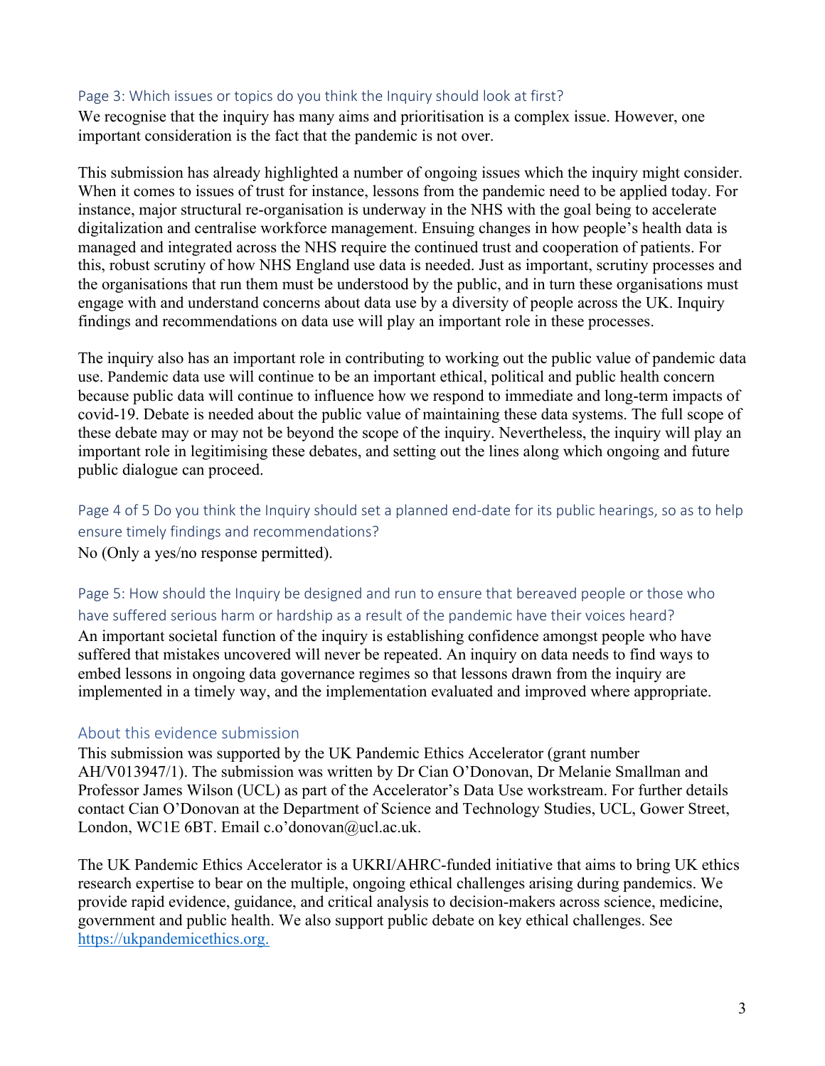## Page 3: Which issues or topics do you think the Inquiry should look at first?

We recognise that the inquiry has many aims and prioritisation is a complex issue. However, one important consideration is the fact that the pandemic is not over.

This submission has already highlighted a number of ongoing issues which the inquiry might consider. When it comes to issues of trust for instance, lessons from the pandemic need to be applied today. For instance, major structural re-organisation is underway in the NHS with the goal being to accelerate digitalization and centralise workforce management. Ensuing changes in how people's health data is managed and integrated across the NHS require the continued trust and cooperation of patients. For this, robust scrutiny of how NHS England use data is needed. Just as important, scrutiny processes and the organisations that run them must be understood by the public, and in turn these organisations must engage with and understand concerns about data use by a diversity of people across the UK. Inquiry findings and recommendations on data use will play an important role in these processes.

The inquiry also has an important role in contributing to working out the public value of pandemic data use. Pandemic data use will continue to be an important ethical, political and public health concern because public data will continue to influence how we respond to immediate and long-term impacts of covid-19. Debate is needed about the public value of maintaining these data systems. The full scope of these debate may or may not be beyond the scope of the inquiry. Nevertheless, the inquiry will play an important role in legitimising these debates, and setting out the lines along which ongoing and future public dialogue can proceed.

## Page 4 of 5 Do you think the Inquiry should set a planned end-date for its public hearings, so as to help ensure timely findings and recommendations?

No (Only a yes/no response permitted).

## Page 5: How should the Inquiry be designed and run to ensure that bereaved people or those who have suffered serious harm or hardship as a result of the pandemic have their voices heard?

An important societal function of the inquiry is establishing confidence amongst people who have suffered that mistakes uncovered will never be repeated. An inquiry on data needs to find ways to embed lessons in ongoing data governance regimes so that lessons drawn from the inquiry are implemented in a timely way, and the implementation evaluated and improved where appropriate.

## About this evidence submission

This submission was supported by the UK Pandemic Ethics Accelerator (grant number AH/V013947/1). The submission was written by Dr Cian O'Donovan, Dr Melanie Smallman and Professor James Wilson (UCL) as part of the Accelerator's Data Use workstream. For further details contact Cian O'Donovan at the Department of Science and Technology Studies, UCL, Gower Street, London, WC1E 6BT. Email c.o'donovan@ucl.ac.uk.

The UK Pandemic Ethics Accelerator is a UKRI/AHRC-funded initiative that aims to bring UK ethics research expertise to bear on the multiple, ongoing ethical challenges arising during pandemics. We provide rapid evidence, guidance, and critical analysis to decision-makers across science, medicine, government and public health. We also support public debate on key ethical challenges. See https://ukpandemicethics.org.